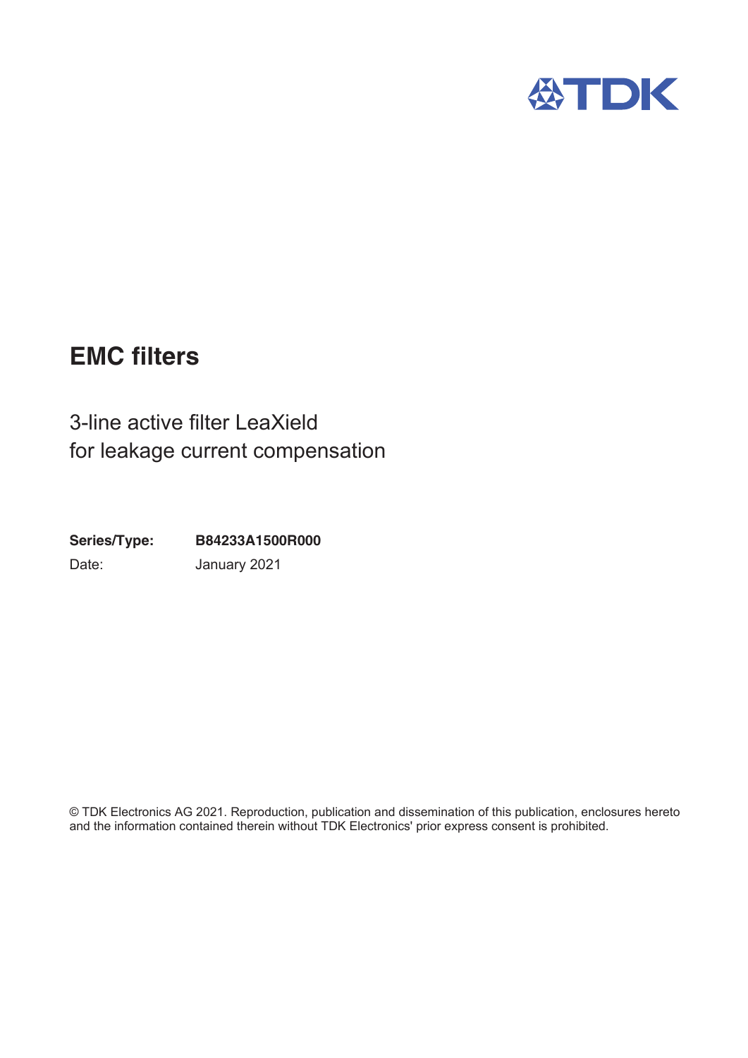TDK

# EMC filters

## 3-line active filter LeaXield for leakage current compensation

**Series/Type:** **B84233A1500R000**

Date: January 2021

© TDK Electronics AG 2021. Reproduction, publication and dissemination of this publication, enclosures hereto and the information contained therein without TDK Electronics' prior express consent is prohibited.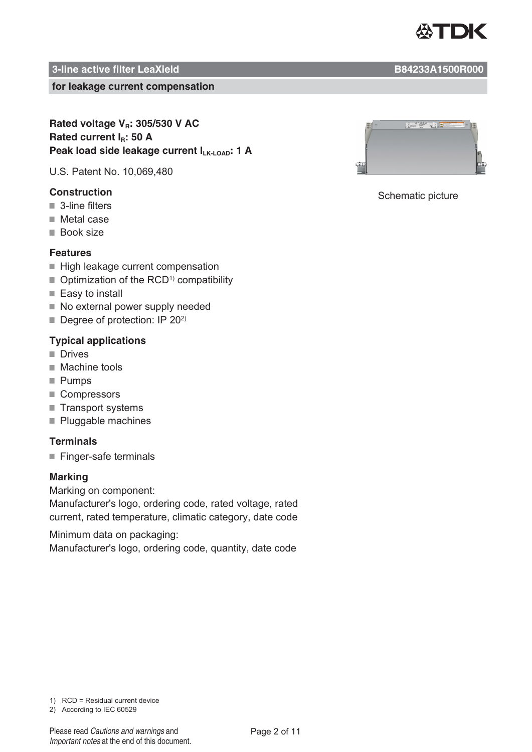## 3-line active filter LeaXield B84233A1500R000

**for leakage current compensation**

**Rated voltage $V_R$: 305/530 V AC**
**Rated current $I_R$: 50 A**
**Peak load side leakage current $I_{LK\text{-}LOAD}$: 1 A**

U.S. Patent No. 10,069,480

Schematic picture

### Construction

- 3-line filters
- Metal case
- Book size

### Features

- High leakage current compensation
- Optimization of the RCD[1] compatibility
- Easy to install
- No external power supply needed
- Degree of protection: IP 20[2]

### Typical applications

- Drives
- Machine tools
- Pumps
- Compressors
- Transport systems
- Pluggable machines

### Terminals

- Finger-safe terminals

### Marking

Marking on component:
Manufacturer's logo, ordering code, rated voltage, rated current, rated temperature, climatic category, date code

Minimum data on packaging:
Manufacturer's logo, ordering code, quantity, date code

1) RCD = Residual current device
2) According to IEC 60529

Please read *Cautions and warnings* and *Important notes* at the end of this document.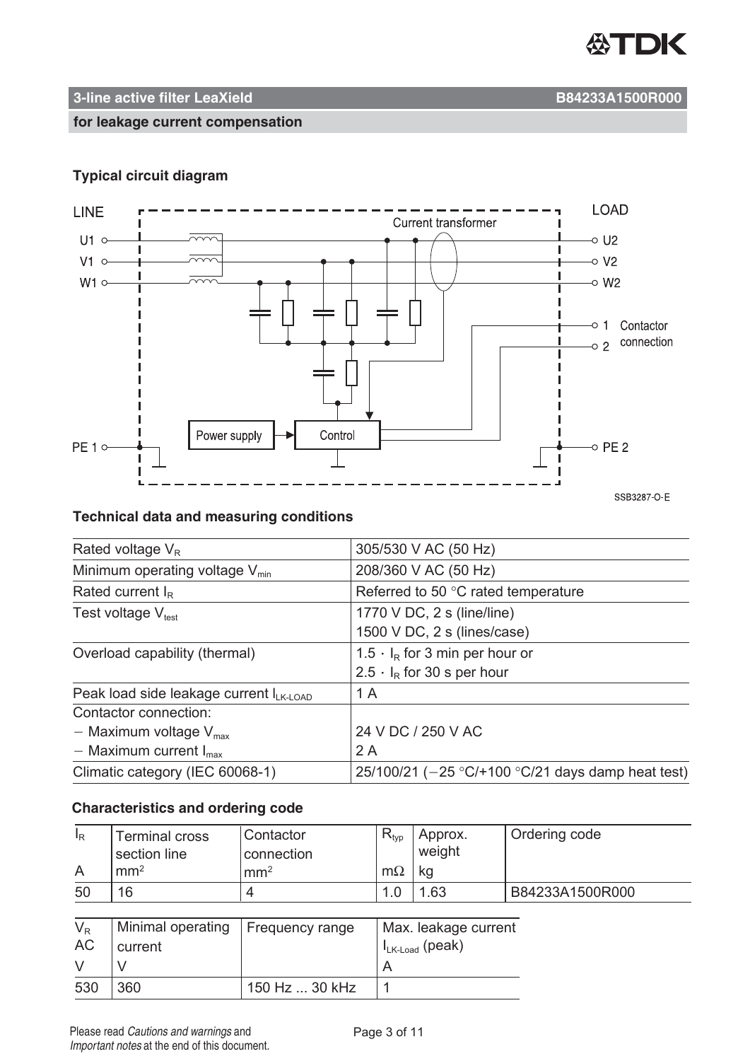## 3-line active filter LeaXield B84233A1500R000

### for leakage current compensation

### Typical circuit diagram

LINE

U1

V1

W1

PE 1

Current transformer

Power supply

Control

LOAD

U2

V2

W2

1 Contactor

2 connection

PE 2

SSB3287-O-E

### Technical data and measuring conditions

| | |
|---|---|
| Rated voltage $V_R$ | 305/530 V AC (50 Hz) |
| Minimum operating voltage $V_{min}$ | 208/360 V AC (50 Hz) |
| Rated current $I_R$ | Referred to 50 °C rated temperature |
| Test voltage $V_{test}$ | 1770 V DC, 2 s (line/line)<br>1500 V DC, 2 s (lines/case) |
| Overload capability (thermal) | $1.5 \cdot I_R$ for 3 min per hour or<br>$2.5 \cdot I_R$ for 30 s per hour |
| Peak load side leakage current $I_{LK\text{-}LOAD}$ | 1 A |
| Contactor connection:<br>− Maximum voltage $V_{max}$<br>− Maximum current $I_{max}$ | <br>24 V DC / 250 V AC<br>2 A |
| Climatic category (IEC 60068-1) | 25/100/21 (−25 °C/+100 °C/21 days damp heat test) |

### Characteristics and ordering code

| $I_R$<br>A | Terminal cross section line<br>mm² | Contactor connection<br>mm² | $R_{typ}$<br>mΩ | Approx. weight<br>kg | Ordering code |
|---|---|---|---|---|---|
| 50 | 16 | 4 | 1.0 | 1.63 | B84233A1500R000 |

| $V_R$ AC<br>V | Minimal operating current<br>V | Frequency range | Max. leakage current $I_{LK\text{-}Load}$ (peak)<br>A |
|---|---|---|---|
| 530 | 360 | 150 Hz ... 30 kHz | 1 |

Please read *Cautions and warnings* and *Important notes* at the end of this document.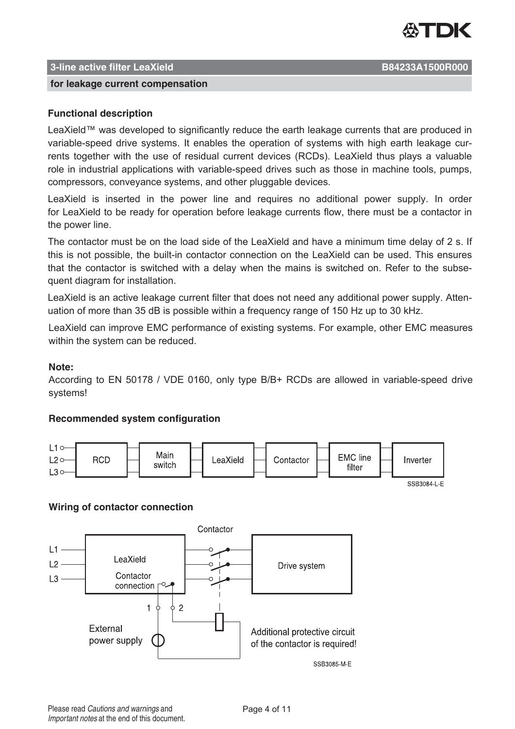**3-line active filter LeaXield** **B84233A1500R000**

**for leakage current compensation**

### Functional description

LeaXield™ was developed to significantly reduce the earth leakage currents that are produced in variable-speed drive systems. It enables the operation of systems with high earth leakage currents together with the use of residual current devices (RCDs). LeaXield thus plays a valuable role in industrial applications with variable-speed drives such as those in machine tools, pumps, compressors, conveyance systems, and other pluggable devices.

LeaXield is inserted in the power line and requires no additional power supply. In order for LeaXield to be ready for operation before leakage currents flow, there must be a contactor in the power line.

The contactor must be on the load side of the LeaXield and have a minimum time delay of 2 s. If this is not possible, the built-in contactor connection on the LeaXield can be used. This ensures that the contactor is switched with a delay when the mains is switched on. Refer to the subsequent diagram for installation.

LeaXield is an active leakage current filter that does not need any additional power supply. Attenuation of more than 35 dB is possible within a frequency range of 150 Hz up to 30 kHz.

LeaXield can improve EMC performance of existing systems. For example, other EMC measures within the system can be reduced.

**Note:**
According to EN 50178 / VDE 0160, only type B/B+ RCDs are allowed in variable-speed drive systems!

### Recommended system configuration

L1, L2, L3 → RCD → Main switch → LeaXield → Contactor → EMC line filter → Inverter

SSB3084-L-E

### Wiring of contactor connection

L1, L2, L3 → LeaXield (Contactor connection, terminals 1 and 2) → Contactor → Drive system

External power supply

Additional protective circuit of the contactor is required!

SSB3085-M-E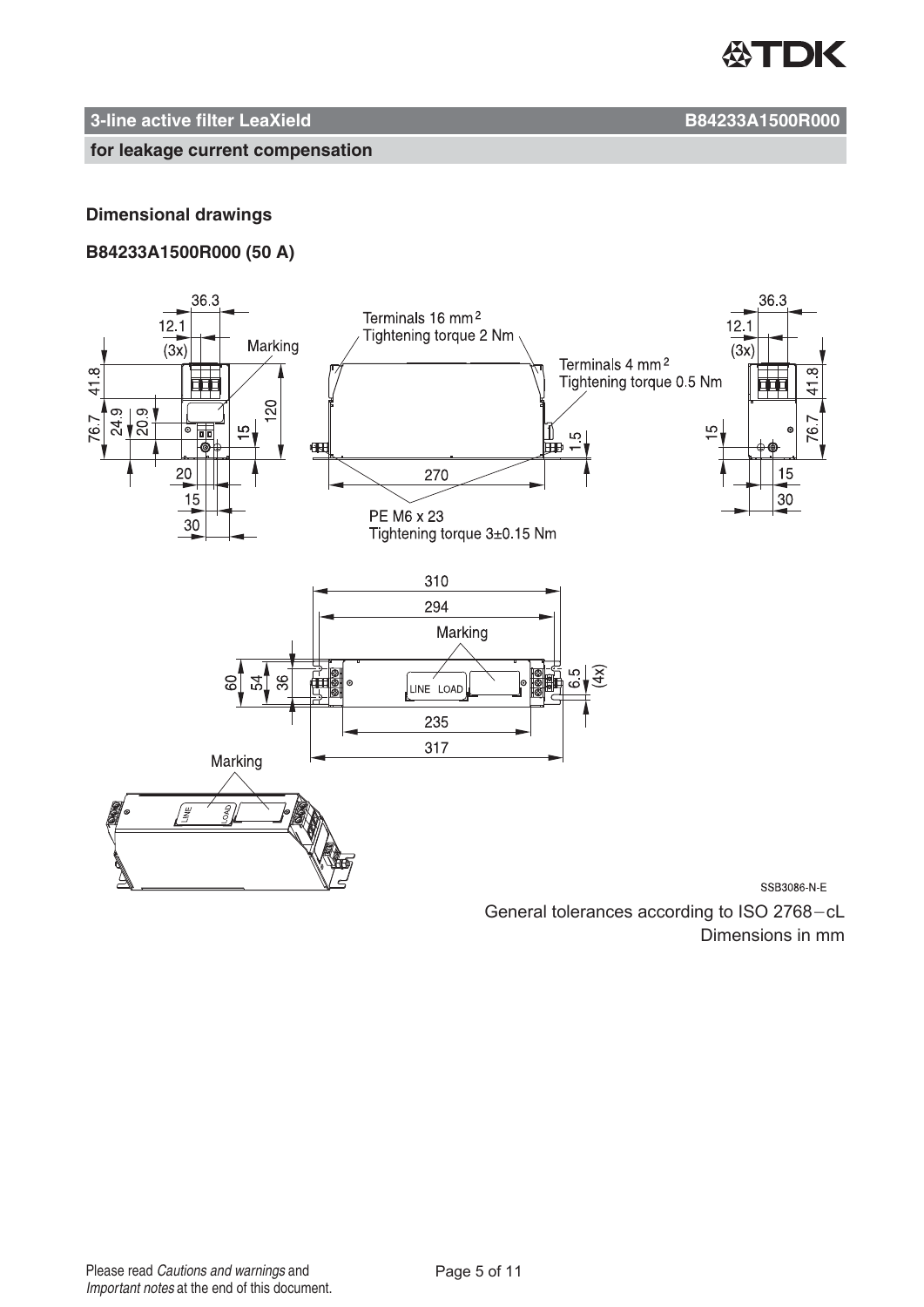## 3-line active filter LeaXield

**for leakage current compensation**

### Dimensional drawings

### B84233A1500R000 (50 A)

36.3
12.1
(3x)
Marking
41.8
76.7
24.9
20.9
15
120
20
15
30

Terminals 16 mm²
Tightening torque 2 Nm

Terminals 4 mm²
Tightening torque 0.5 Nm

1.5
270

PE M6 x 23
Tightening torque 3±0.15 Nm

310
294
Marking
60
54
36
LINE LOAD
6.5
(4x)
235
317

Marking

SSB3086-N-E

General tolerances according to ISO 2768−cL
Dimensions in mm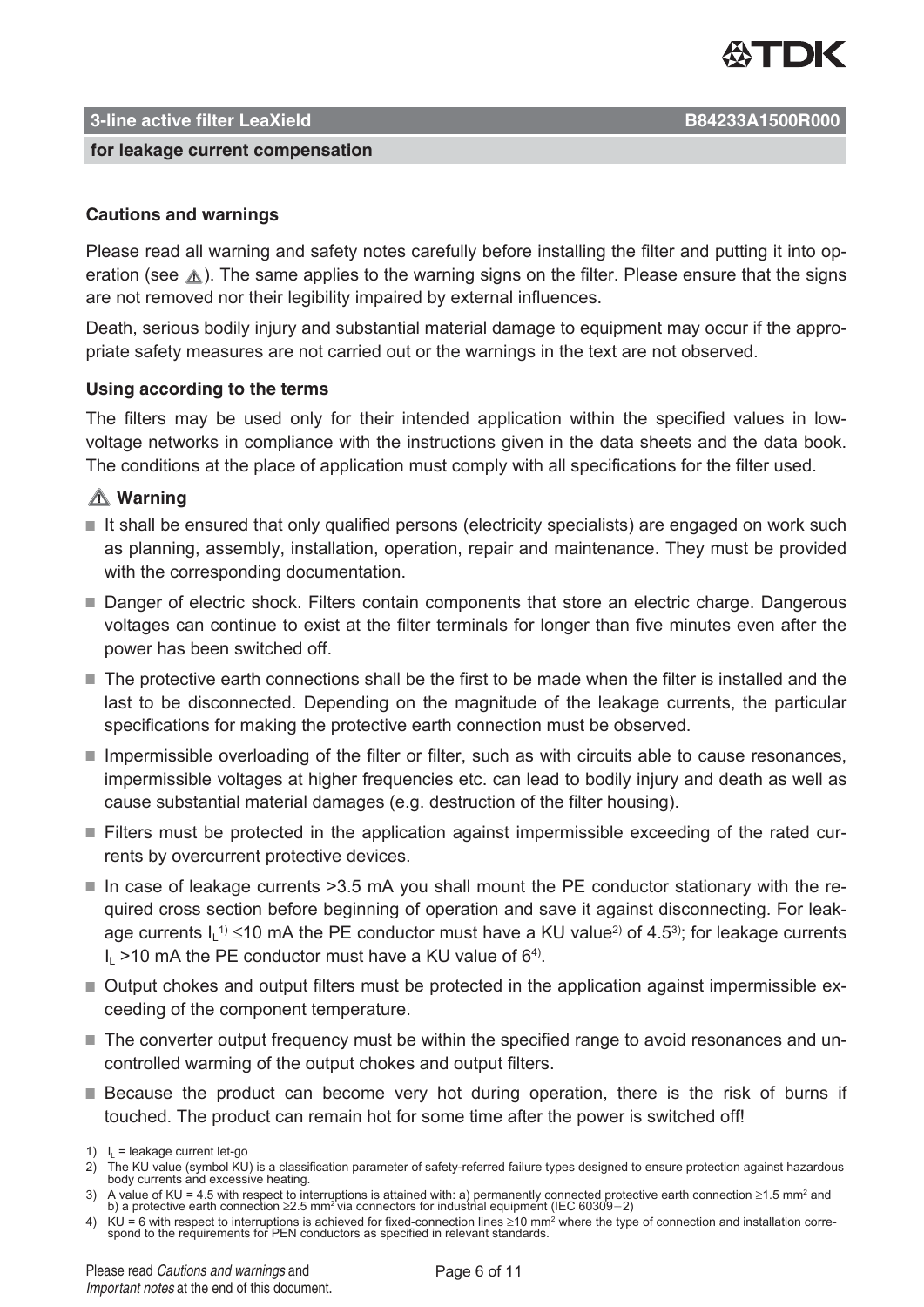**3-line active filter LeaXield** **B84233A1500R000**

**for leakage current compensation**

### Cautions and warnings

Please read all warning and safety notes carefully before installing the filter and putting it into operation (see ⚠). The same applies to the warning signs on the filter. Please ensure that the signs are not removed nor their legibility impaired by external influences.

Death, serious bodily injury and substantial material damage to equipment may occur if the appropriate safety measures are not carried out or the warnings in the text are not observed.

### Using according to the terms

The filters may be used only for their intended application within the specified values in low-voltage networks in compliance with the instructions given in the data sheets and the data book. The conditions at the place of application must comply with all specifications for the filter used.

### ⚠ Warning

- It shall be ensured that only qualified persons (electricity specialists) are engaged on work such as planning, assembly, installation, operation, repair and maintenance. They must be provided with the corresponding documentation.
- Danger of electric shock. Filters contain components that store an electric charge. Dangerous voltages can continue to exist at the filter terminals for longer than five minutes even after the power has been switched off.
- The protective earth connections shall be the first to be made when the filter is installed and the last to be disconnected. Depending on the magnitude of the leakage currents, the particular specifications for making the protective earth connection must be observed.
- Impermissible overloading of the filter or filter, such as with circuits able to cause resonances, impermissible voltages at higher frequencies etc. can lead to bodily injury and death as well as cause substantial material damages (e.g. destruction of the filter housing).
- Filters must be protected in the application against impermissible exceeding of the rated currents by overcurrent protective devices.
- In case of leakage currents >3.5 mA you shall mount the PE conductor stationary with the required cross section before beginning of operation and save it against disconnecting. For leakage currents $I_L$[1] ≤10 mA the PE conductor must have a KU value[2] of 4.5[3]; for leakage currents $I_L$ >10 mA the PE conductor must have a KU value of 6[4].
- Output chokes and output filters must be protected in the application against impermissible exceeding of the component temperature.
- The converter output frequency must be within the specified range to avoid resonances and uncontrolled warming of the output chokes and output filters.
- Because the product can become very hot during operation, there is the risk of burns if touched. The product can remain hot for some time after the power is switched off!

1) $I_L$ = leakage current let-go

2) The KU value (symbol KU) is a classification parameter of safety-referred failure types designed to ensure protection against hazardous body currents and excessive heating.

3) A value of KU = 4.5 with respect to interruptions is attained with: a) permanently connected protective earth connection ≥1.5 mm² and b) a protective earth connection ≥2.5 mm² via connectors for industrial equipment (IEC 60309−2)

4) KU = 6 with respect to interruptions is achieved for fixed-connection lines ≥10 mm² where the type of connection and installation correspond to the requirements for PEN conductors as specified in relevant standards.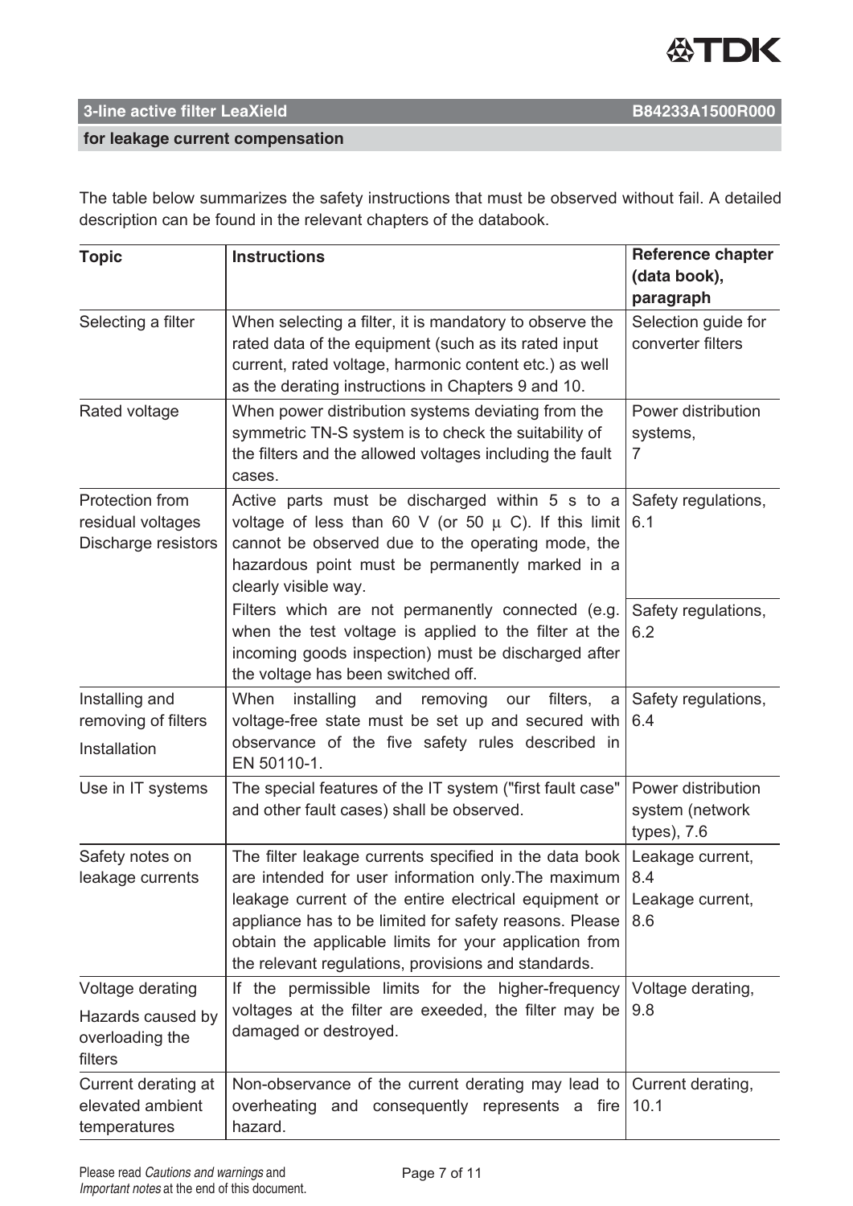The table below summarizes the safety instructions that must be observed without fail. A detailed description can be found in the relevant chapters of the databook.

| Topic | Instructions | Reference chapter (data book), paragraph |
| --- | --- | --- |
| Selecting a filter | When selecting a filter, it is mandatory to observe the rated data of the equipment (such as its rated input current, rated voltage, harmonic content etc.) as well as the derating instructions in Chapters 9 and 10. | Selection guide for converter filters |
| Rated voltage | When power distribution systems deviating from the symmetric TN-S system is to check the suitability of the filters and the allowed voltages including the fault cases. | Power distribution systems, 7 |
| Protection from residual voltages Discharge resistors | Active parts must be discharged within 5 s to a voltage of less than 60 V (or 50 µ C). If this limit cannot be observed due to the operating mode, the hazardous point must be permanently marked in a clearly visible way. | Safety regulations, 6.1 |
| | Filters which are not permanently connected (e.g. when the test voltage is applied to the filter at the incoming goods inspection) must be discharged after the voltage has been switched off. | Safety regulations, 6.2 |
| Installing and removing of filters<br>Installation | When installing and removing our filters, a voltage-free state must be set up and secured with observance of the five safety rules described in EN 50110-1. | Safety regulations, 6.4 |
| Use in IT systems | The special features of the IT system ("first fault case" and other fault cases) shall be observed. | Power distribution system (network types), 7.6 |
| Safety notes on leakage currents | The filter leakage currents specified in the data book are intended for user information only.The maximum leakage current of the entire electrical equipment or appliance has to be limited for safety reasons. Please obtain the applicable limits for your application from the relevant regulations, provisions and standards. | Leakage current, 8.4<br>Leakage current, 8.6 |
| Voltage derating<br>Hazards caused by overloading the filters | If the permissible limits for the higher-frequency voltages at the filter are exeeded, the filter may be damaged or destroyed. | Voltage derating, 9.8 |
| Current derating at elevated ambient temperatures | Non-observance of the current derating may lead to overheating and consequently represents a fire hazard. | Current derating, 10.1 |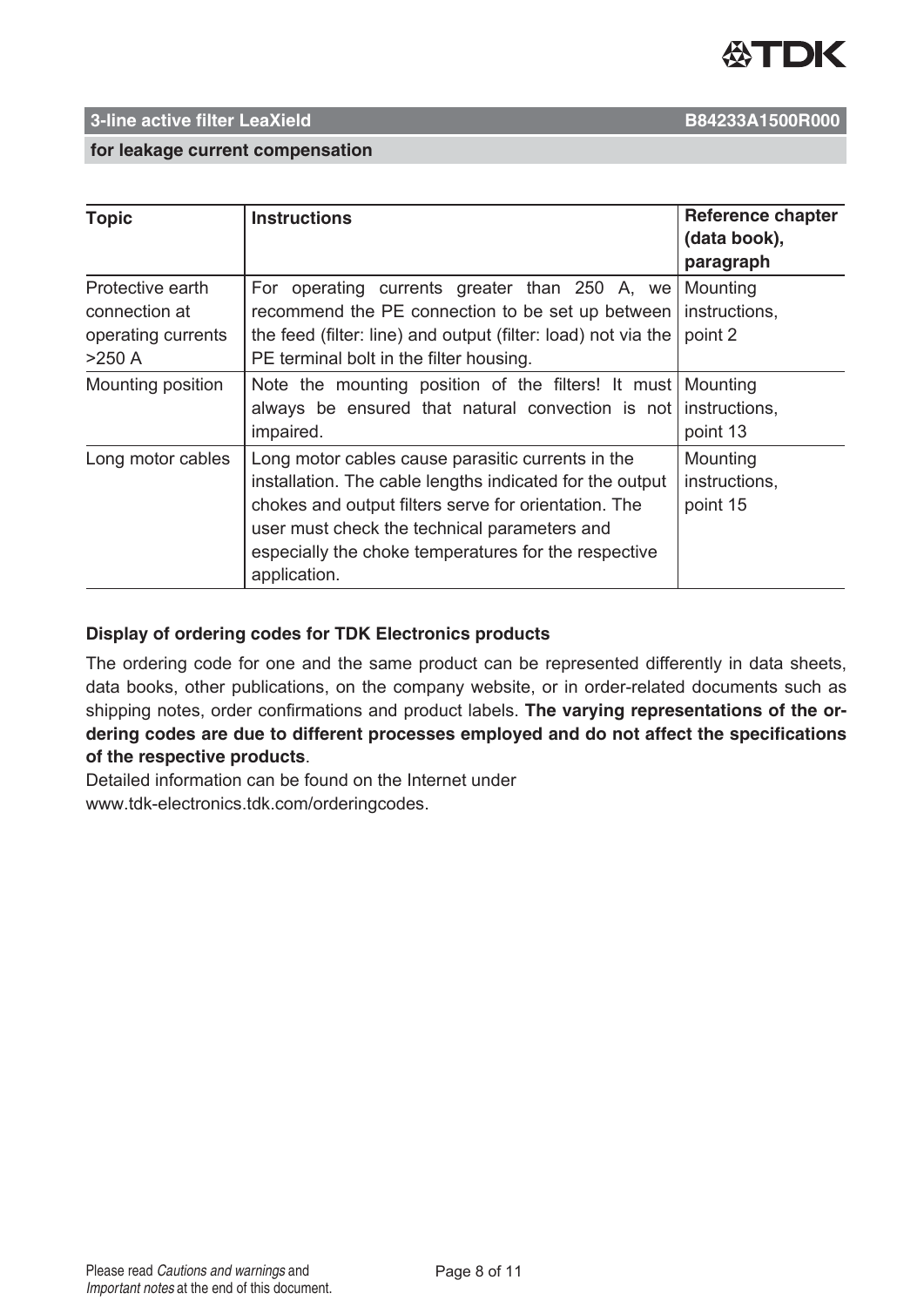| Topic | Instructions | Reference chapter (data book), paragraph |
|---|---|---|
| Protective earth connection at operating currents >250 A | For operating currents greater than 250 A, we recommend the PE connection to be set up between the feed (filter: line) and output (filter: load) not via the PE terminal bolt in the filter housing. | Mounting instructions, point 2 |
| Mounting position | Note the mounting position of the filters! It must always be ensured that natural convection is not impaired. | Mounting instructions, point 13 |
| Long motor cables | Long motor cables cause parasitic currents in the installation. The cable lengths indicated for the output chokes and output filters serve for orientation. The user must check the technical parameters and especially the choke temperatures for the respective application. | Mounting instructions, point 15 |

**Display of ordering codes for TDK Electronics products**

The ordering code for one and the same product can be represented differently in data sheets, data books, other publications, on the company website, or in order-related documents such as shipping notes, order confirmations and product labels. **The varying representations of the ordering codes are due to different processes employed and do not affect the specifications of the respective products**.

Detailed information can be found on the Internet under www.tdk-electronics.tdk.com/orderingcodes.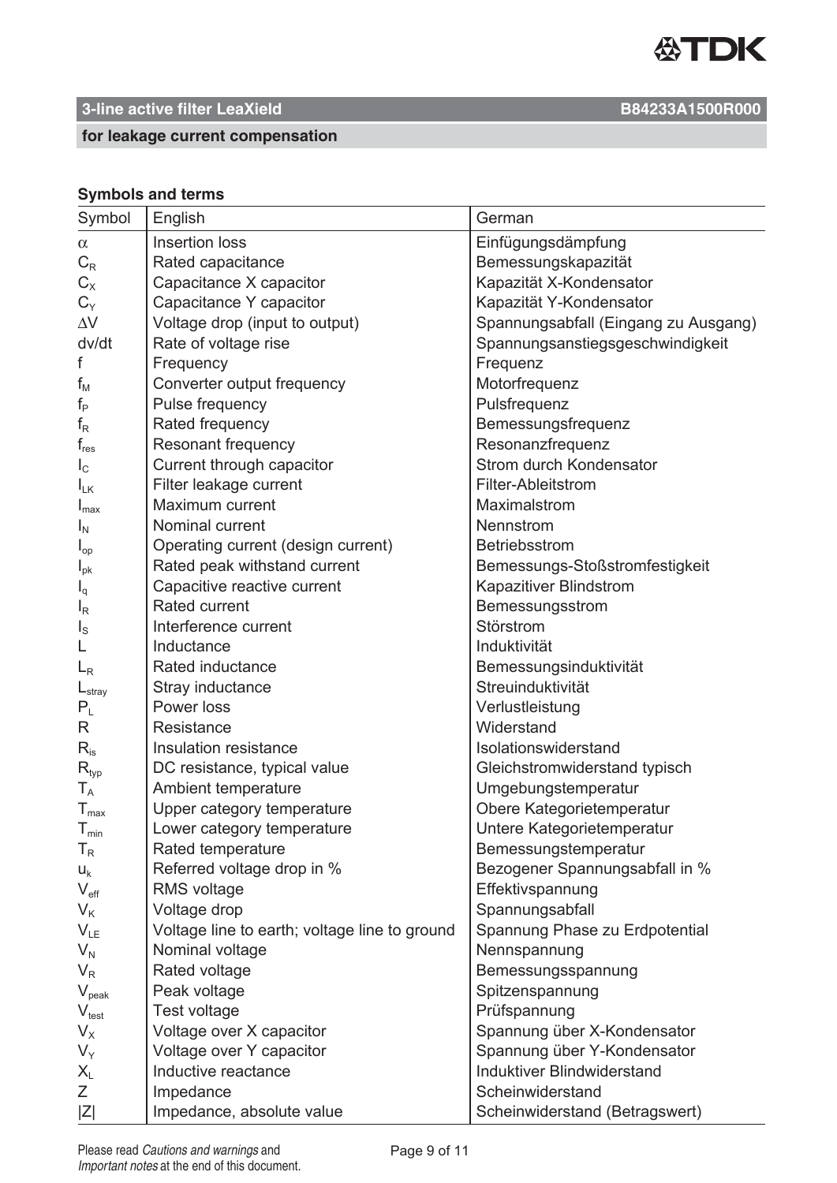**3-line active filter LeaXield** **B84233A1500R000**

**for leakage current compensation**

### Symbols and terms

| Symbol | English | German |
|---|---|---|
| $\alpha$ | Insertion loss | Einfügungsdämpfung |
| $C_R$ | Rated capacitance | Bemessungskapazität |
| $C_X$ | Capacitance X capacitor | Kapazität X-Kondensator |
| $C_Y$ | Capacitance Y capacitor | Kapazität Y-Kondensator |
| $\Delta V$ | Voltage drop (input to output) | Spannungsabfall (Eingang zu Ausgang) |
| dv/dt | Rate of voltage rise | Spannungsanstiegsgeschwindigkeit |
| f | Frequency | Frequenz |
| $f_M$ | Converter output frequency | Motorfrequenz |
| $f_P$ | Pulse frequency | Pulsfrequenz |
| $f_R$ | Rated frequency | Bemessungsfrequenz |
| $f_{res}$ | Resonant frequency | Resonanzfrequenz |
| $I_C$ | Current through capacitor | Strom durch Kondensator |
| $I_{LK}$ | Filter leakage current | Filter-Ableitstrom |
| $I_{max}$ | Maximum current | Maximalstrom |
| $I_N$ | Nominal current | Nennstrom |
| $I_{op}$ | Operating current (design current) | Betriebsstrom |
| $I_{pk}$ | Rated peak withstand current | Bemessungs-Stoßstromfestigkeit |
| $I_q$ | Capacitive reactive current | Kapazitiver Blindstrom |
| $I_R$ | Rated current | Bemessungsstrom |
| $I_S$ | Interference current | Störstrom |
| L | Inductance | Induktivität |
| $L_R$ | Rated inductance | Bemessungsinduktivität |
| $L_{stray}$ | Stray inductance | Streuinduktivität |
| $P_L$ | Power loss | Verlustleistung |
| R | Resistance | Widerstand |
| $R_{is}$ | Insulation resistance | Isolationswiderstand |
| $R_{typ}$ | DC resistance, typical value | Gleichstromwiderstand typisch |
| $T_A$ | Ambient temperature | Umgebungstemperatur |
| $T_{max}$ | Upper category temperature | Obere Kategorietemperatur |
| $T_{min}$ | Lower category temperature | Untere Kategorietemperatur |
| $T_R$ | Rated temperature | Bemessungstemperatur |
| $u_k$ | Referred voltage drop in % | Bezogener Spannungsabfall in % |
| $V_{eff}$ | RMS voltage | Effektivspannung |
| $V_K$ | Voltage drop | Spannungsabfall |
| $V_{LE}$ | Voltage line to earth; voltage line to ground | Spannung Phase zu Erdpotential |
| $V_N$ | Nominal voltage | Nennspannung |
| $V_R$ | Rated voltage | Bemessungsspannung |
| $V_{peak}$ | Peak voltage | Spitzenspannung |
| $V_{test}$ | Test voltage | Prüfspannung |
| $V_X$ | Voltage over X capacitor | Spannung über X-Kondensator |
| $V_Y$ | Voltage over Y capacitor | Spannung über Y-Kondensator |
| $X_L$ | Inductive reactance | Induktiver Blindwiderstand |
| Z | Impedance | Scheinwiderstand |
| $\|Z\|$ | Impedance, absolute value | Scheinwiderstand (Betragswert) |

Please read *Cautions and warnings* and *Important notes* at the end of this document.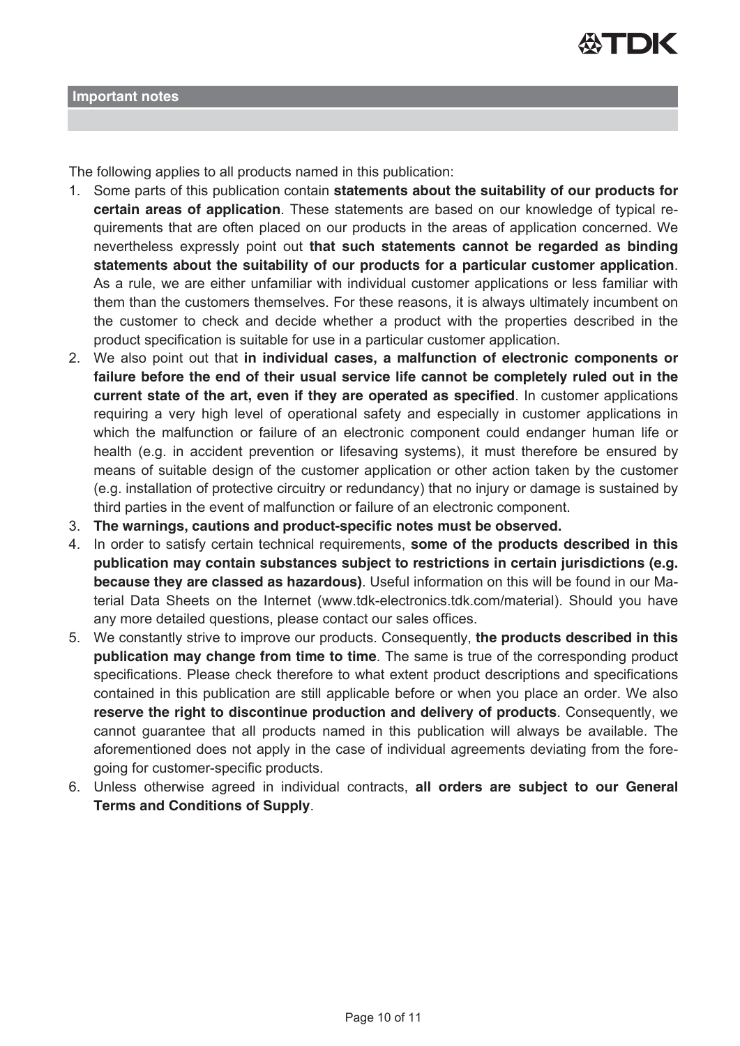## Important notes

The following applies to all products named in this publication:

1. Some parts of this publication contain **statements about the suitability of our products for certain areas of application**. These statements are based on our knowledge of typical requirements that are often placed on our products in the areas of application concerned. We nevertheless expressly point out **that such statements cannot be regarded as binding statements about the suitability of our products for a particular customer application**. As a rule, we are either unfamiliar with individual customer applications or less familiar with them than the customers themselves. For these reasons, it is always ultimately incumbent on the customer to check and decide whether a product with the properties described in the product specification is suitable for use in a particular customer application.
2. We also point out that **in individual cases, a malfunction of electronic components or failure before the end of their usual service life cannot be completely ruled out in the current state of the art, even if they are operated as specified**. In customer applications requiring a very high level of operational safety and especially in customer applications in which the malfunction or failure of an electronic component could endanger human life or health (e.g. in accident prevention or lifesaving systems), it must therefore be ensured by means of suitable design of the customer application or other action taken by the customer (e.g. installation of protective circuitry or redundancy) that no injury or damage is sustained by third parties in the event of malfunction or failure of an electronic component.
3. **The warnings, cautions and product-specific notes must be observed.**
4. In order to satisfy certain technical requirements, **some of the products described in this publication may contain substances subject to restrictions in certain jurisdictions (e.g. because they are classed as hazardous)**. Useful information on this will be found in our Material Data Sheets on the Internet (www.tdk-electronics.tdk.com/material). Should you have any more detailed questions, please contact our sales offices.
5. We constantly strive to improve our products. Consequently, **the products described in this publication may change from time to time**. The same is true of the corresponding product specifications. Please check therefore to what extent product descriptions and specifications contained in this publication are still applicable before or when you place an order. We also **reserve the right to discontinue production and delivery of products**. Consequently, we cannot guarantee that all products named in this publication will always be available. The aforementioned does not apply in the case of individual agreements deviating from the foregoing for customer-specific products.
6. Unless otherwise agreed in individual contracts, **all orders are subject to our General Terms and Conditions of Supply**.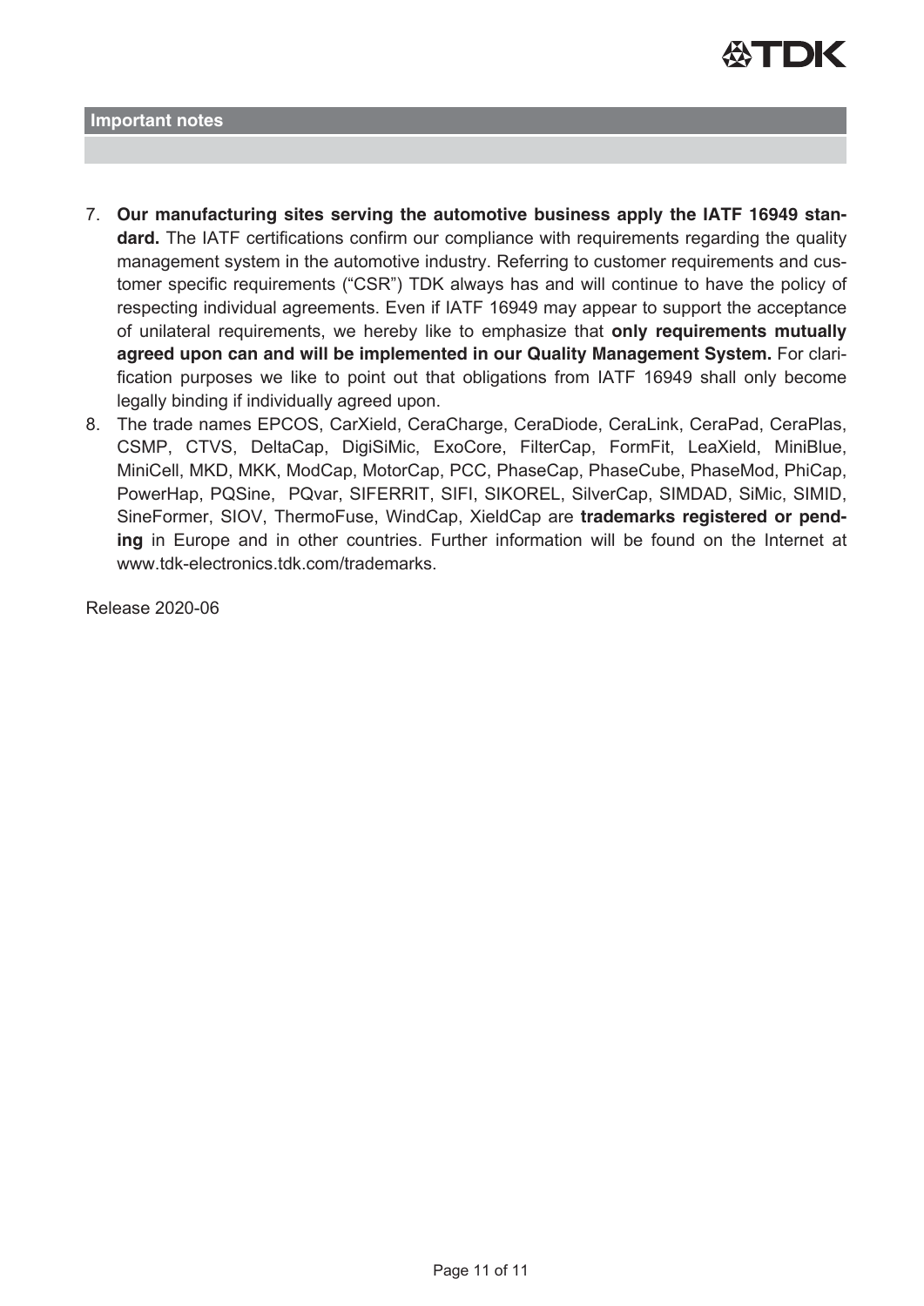## Important notes

7. **Our manufacturing sites serving the automotive business apply the IATF 16949 standard.** The IATF certifications confirm our compliance with requirements regarding the quality management system in the automotive industry. Referring to customer requirements and customer specific requirements ("CSR") TDK always has and will continue to have the policy of respecting individual agreements. Even if IATF 16949 may appear to support the acceptance of unilateral requirements, we hereby like to emphasize that **only requirements mutually agreed upon can and will be implemented in our Quality Management System.** For clarification purposes we like to point out that obligations from IATF 16949 shall only become legally binding if individually agreed upon.
8. The trade names EPCOS, CarXield, CeraCharge, CeraDiode, CeraLink, CeraPad, CeraPlas, CSMP, CTVS, DeltaCap, DigiSiMic, ExoCore, FilterCap, FormFit, LeaXield, MiniBlue, MiniCell, MKD, MKK, ModCap, MotorCap, PCC, PhaseCap, PhaseCube, PhaseMod, PhiCap, PowerHap, PQSine, PQvar, SIFERRIT, SIFI, SIKOREL, SilverCap, SIMDAD, SiMic, SIMID, SineFormer, SIOV, ThermoFuse, WindCap, XieldCap are **trademarks registered or pending** in Europe and in other countries. Further information will be found on the Internet at www.tdk-electronics.tdk.com/trademarks.

Release 2020-06